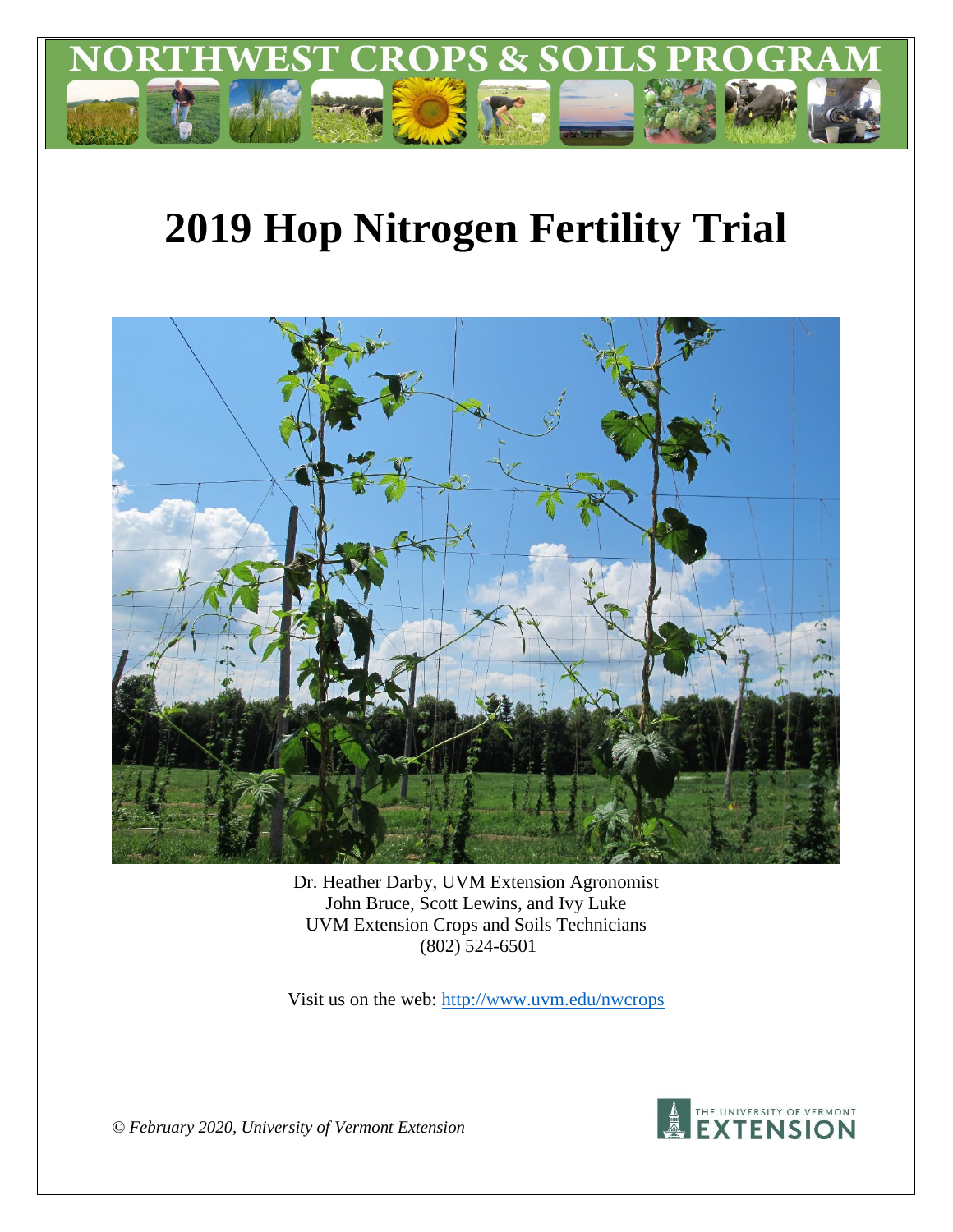# NORTHWEST CROPS & SOILS PROGRAM

# 2019 Hop Nitrogen Fertility Trial

Dr. Heather Darby, UVM Extension Agronomist
John Bruce, Scott Lewins, and Ivy Luke
UVM Extension Crops and Soils Technicians
(802) 524-6501

Visit us on the web: http://www.uvm.edu/nwcrops

*© February 2020, University of Vermont Extension*

THE UNIVERSITY OF VERMONT EXTENSION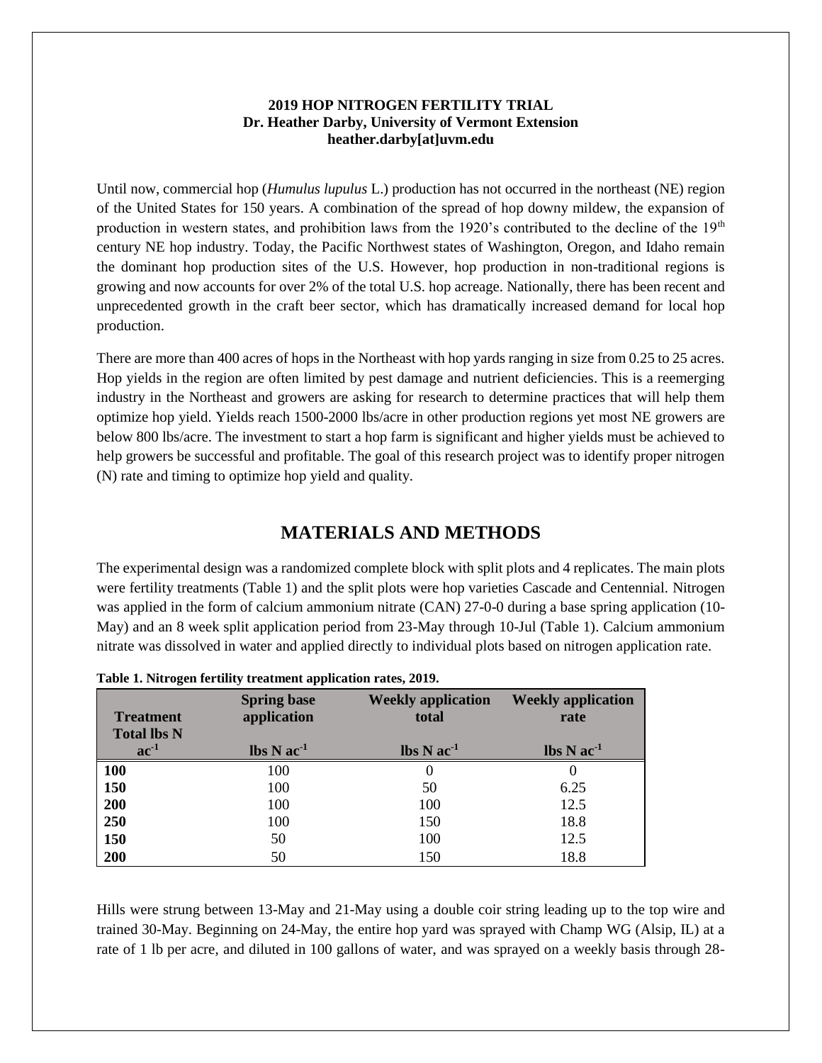**2019 HOP NITROGEN FERTILITY TRIAL**
**Dr. Heather Darby, University of Vermont Extension**
**heather.darby[at]uvm.edu**

Until now, commercial hop (*Humulus lupulus* L.) production has not occurred in the northeast (NE) region of the United States for 150 years. A combination of the spread of hop downy mildew, the expansion of production in western states, and prohibition laws from the 1920's contributed to the decline of the 19th century NE hop industry. Today, the Pacific Northwest states of Washington, Oregon, and Idaho remain the dominant hop production sites of the U.S. However, hop production in non-traditional regions is growing and now accounts for over 2% of the total U.S. hop acreage. Nationally, there has been recent and unprecedented growth in the craft beer sector, which has dramatically increased demand for local hop production.

There are more than 400 acres of hops in the Northeast with hop yards ranging in size from 0.25 to 25 acres. Hop yields in the region are often limited by pest damage and nutrient deficiencies. This is a reemerging industry in the Northeast and growers are asking for research to determine practices that will help them optimize hop yield. Yields reach 1500-2000 lbs/acre in other production regions yet most NE growers are below 800 lbs/acre. The investment to start a hop farm is significant and higher yields must be achieved to help growers be successful and profitable. The goal of this research project was to identify proper nitrogen (N) rate and timing to optimize hop yield and quality.

## MATERIALS AND METHODS

The experimental design was a randomized complete block with split plots and 4 replicates. The main plots were fertility treatments (Table 1) and the split plots were hop varieties Cascade and Centennial. Nitrogen was applied in the form of calcium ammonium nitrate (CAN) 27-0-0 during a base spring application (10-May) and an 8 week split application period from 23-May through 10-Jul (Table 1). Calcium ammonium nitrate was dissolved in water and applied directly to individual plots based on nitrogen application rate.

**Table 1. Nitrogen fertility treatment application rates, 2019.**

| Treatment Total lbs N $ac^{-1}$ | Spring base application lbs N $ac^{-1}$ | Weekly application total lbs N $ac^{-1}$ | Weekly application rate lbs N $ac^{-1}$ |
|---|---|---|---|
| **100** | 100 | 0 | 0 |
| **150** | 100 | 50 | 6.25 |
| **200** | 100 | 100 | 12.5 |
| **250** | 100 | 150 | 18.8 |
| **150** | 50 | 100 | 12.5 |
| **200** | 50 | 150 | 18.8 |

Hills were strung between 13-May and 21-May using a double coir string leading up to the top wire and trained 30-May. Beginning on 24-May, the entire hop yard was sprayed with Champ WG (Alsip, IL) at a rate of 1 lb per acre, and diluted in 100 gallons of water, and was sprayed on a weekly basis through 28-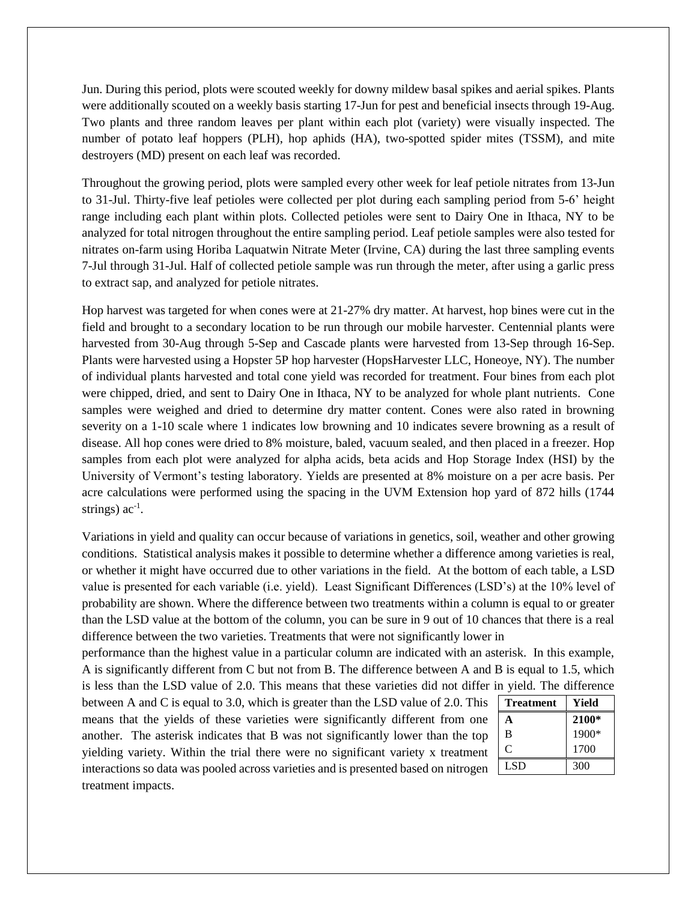Jun. During this period, plots were scouted weekly for downy mildew basal spikes and aerial spikes. Plants were additionally scouted on a weekly basis starting 17-Jun for pest and beneficial insects through 19-Aug. Two plants and three random leaves per plant within each plot (variety) were visually inspected. The number of potato leaf hoppers (PLH), hop aphids (HA), two-spotted spider mites (TSSM), and mite destroyers (MD) present on each leaf was recorded.

Throughout the growing period, plots were sampled every other week for leaf petiole nitrates from 13-Jun to 31-Jul. Thirty-five leaf petioles were collected per plot during each sampling period from 5-6' height range including each plant within plots. Collected petioles were sent to Dairy One in Ithaca, NY to be analyzed for total nitrogen throughout the entire sampling period. Leaf petiole samples were also tested for nitrates on-farm using Horiba Laquatwin Nitrate Meter (Irvine, CA) during the last three sampling events 7-Jul through 31-Jul. Half of collected petiole sample was run through the meter, after using a garlic press to extract sap, and analyzed for petiole nitrates.

Hop harvest was targeted for when cones were at 21-27% dry matter. At harvest, hop bines were cut in the field and brought to a secondary location to be run through our mobile harvester. Centennial plants were harvested from 30-Aug through 5-Sep and Cascade plants were harvested from 13-Sep through 16-Sep. Plants were harvested using a Hopster 5P hop harvester (HopsHarvester LLC, Honeoye, NY). The number of individual plants harvested and total cone yield was recorded for treatment. Four bines from each plot were chipped, dried, and sent to Dairy One in Ithaca, NY to be analyzed for whole plant nutrients. Cone samples were weighed and dried to determine dry matter content. Cones were also rated in browning severity on a 1-10 scale where 1 indicates low browning and 10 indicates severe browning as a result of disease. All hop cones were dried to 8% moisture, baled, vacuum sealed, and then placed in a freezer. Hop samples from each plot were analyzed for alpha acids, beta acids and Hop Storage Index (HSI) by the University of Vermont's testing laboratory. Yields are presented at 8% moisture on a per acre basis. Per acre calculations were performed using the spacing in the UVM Extension hop yard of 872 hills (1744 strings) $ac^{-1}$.

Variations in yield and quality can occur because of variations in genetics, soil, weather and other growing conditions. Statistical analysis makes it possible to determine whether a difference among varieties is real, or whether it might have occurred due to other variations in the field. At the bottom of each table, a LSD value is presented for each variable (i.e. yield). Least Significant Differences (LSD's) at the 10% level of probability are shown. Where the difference between two treatments within a column is equal to or greater than the LSD value at the bottom of the column, you can be sure in 9 out of 10 chances that there is a real difference between the two varieties. Treatments that were not significantly lower in performance than the highest value in a particular column are indicated with an asterisk. In this example, A is significantly different from C but not from B. The difference between A and B is equal to 1.5, which is less than the LSD value of 2.0. This means that these varieties did not differ in yield. The difference between A and C is equal to 3.0, which is greater than the LSD value of 2.0. This means that the yields of these varieties were significantly different from one another. The asterisk indicates that B was not significantly lower than the top yielding variety. Within the trial there were no significant variety x treatment interactions so data was pooled across varieties and is presented based on nitrogen treatment impacts.

| Treatment | Yield |
|---|---|
| **A** | **2100*** |
| B | 1900* |
| C | 1700 |
| LSD | 300 |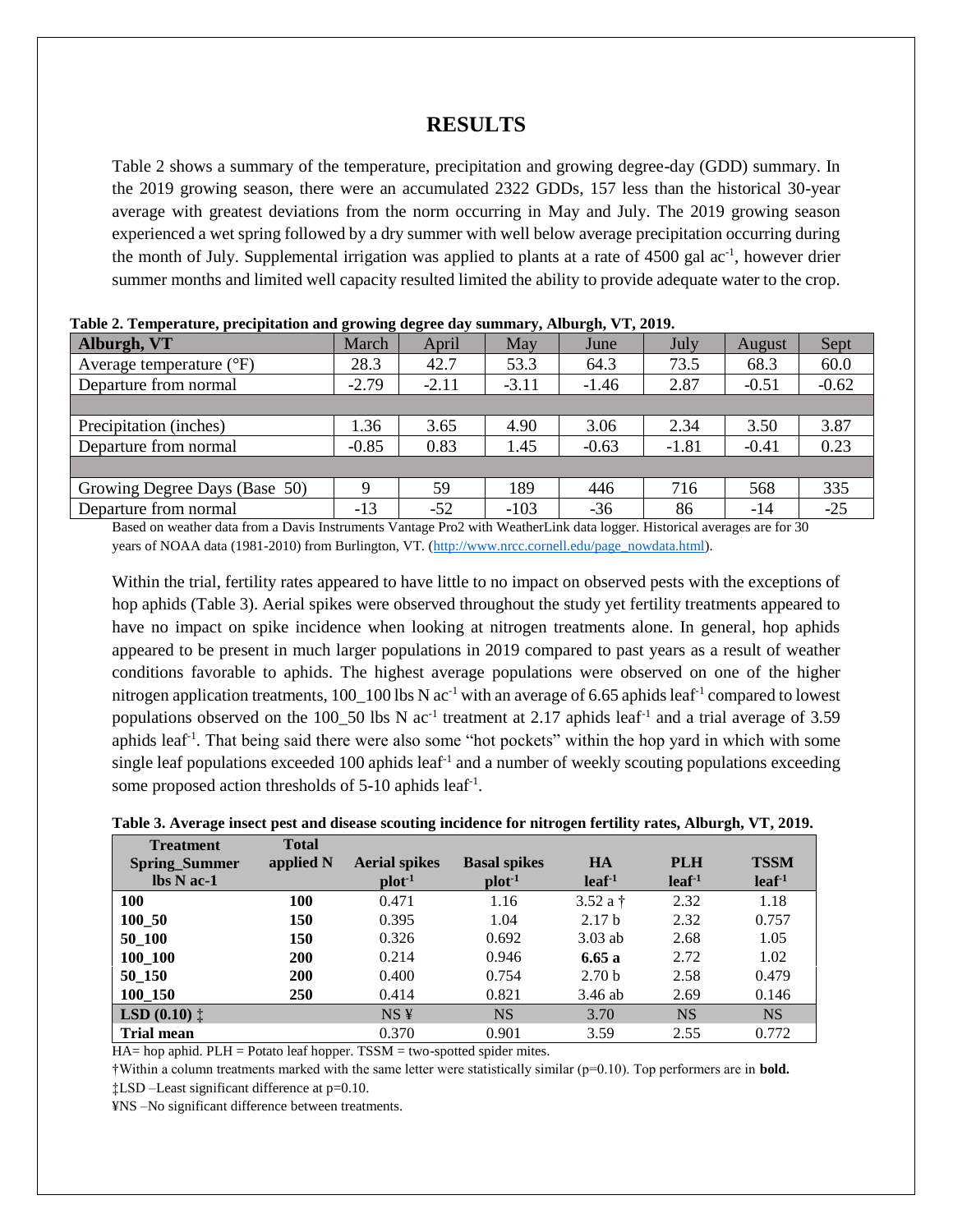# RESULTS

Table 2 shows a summary of the temperature, precipitation and growing degree-day (GDD) summary. In the 2019 growing season, there were an accumulated 2322 GDDs, 157 less than the historical 30-year average with greatest deviations from the norm occurring in May and July. The 2019 growing season experienced a wet spring followed by a dry summer with well below average precipitation occurring during the month of July. Supplemental irrigation was applied to plants at a rate of 4500 gal ac$^{-1}$, however drier summer months and limited well capacity resulted limited the ability to provide adequate water to the crop.

**Table 2. Temperature, precipitation and growing degree day summary, Alburgh, VT, 2019.**

| Alburgh, VT | March | April | May | June | July | August | Sept |
|---|---|---|---|---|---|---|---|
| Average temperature (°F) | 28.3 | 42.7 | 53.3 | 64.3 | 73.5 | 68.3 | 60.0 |
| Departure from normal | -2.79 | -2.11 | -3.11 | -1.46 | 2.87 | -0.51 | -0.62 |
| | | | | | | | |
| Precipitation (inches) | 1.36 | 3.65 | 4.90 | 3.06 | 2.34 | 3.50 | 3.87 |
| Departure from normal | -0.85 | 0.83 | 1.45 | -0.63 | -1.81 | -0.41 | 0.23 |
| | | | | | | | |
| Growing Degree Days (Base 50) | 9 | 59 | 189 | 446 | 716 | 568 | 335 |
| Departure from normal | -13 | -52 | -103 | -36 | 86 | -14 | -25 |

Based on weather data from a Davis Instruments Vantage Pro2 with WeatherLink data logger. Historical averages are for 30 years of NOAA data (1981-2010) from Burlington, VT. (http://www.nrcc.cornell.edu/page_nowdata.html).

Within the trial, fertility rates appeared to have little to no impact on observed pests with the exceptions of hop aphids (Table 3). Aerial spikes were observed throughout the study yet fertility treatments appeared to have no impact on spike incidence when looking at nitrogen treatments alone. In general, hop aphids appeared to be present in much larger populations in 2019 compared to past years as a result of weather conditions favorable to aphids. The highest average populations were observed on one of the higher nitrogen application treatments, 100_100 lbs N ac$^{-1}$ with an average of 6.65 aphids leaf$^{-1}$ compared to lowest populations observed on the 100_50 lbs N ac$^{-1}$ treatment at 2.17 aphids leaf$^{-1}$ and a trial average of 3.59 aphids leaf$^{-1}$. That being said there were also some "hot pockets" within the hop yard in which with some single leaf populations exceeded 100 aphids leaf$^{-1}$ and a number of weekly scouting populations exceeding some proposed action thresholds of 5-10 aphids leaf$^{-1}$.

**Table 3. Average insect pest and disease scouting incidence for nitrogen fertility rates, Alburgh, VT, 2019.**

| Treatment Spring_Summer lbs N ac-1 | Total applied N | Aerial spikes plot$^{-1}$ | Basal spikes plot$^{-1}$ | HA leaf$^{-1}$ | PLH leaf$^{-1}$ | TSSM leaf$^{-1}$ |
|---|---|---|---|---|---|---|
| **100** | **100** | 0.471 | 1.16 | 3.52 a † | 2.32 | 1.18 |
| **100_50** | **150** | 0.395 | 1.04 | 2.17 b | 2.32 | 0.757 |
| **50_100** | **150** | 0.326 | 0.692 | 3.03 ab | 2.68 | 1.05 |
| **100_100** | **200** | 0.214 | 0.946 | **6.65 a** | 2.72 | 1.02 |
| **50_150** | **200** | 0.400 | 0.754 | 2.70 b | 2.58 | 0.479 |
| **100_150** | **250** | 0.414 | 0.821 | 3.46 ab | 2.69 | 0.146 |
| **LSD (0.10) ‡** | | NS ¥ | NS | 3.70 | NS | NS |
| **Trial mean** | | 0.370 | 0.901 | 3.59 | 2.55 | 0.772 |

HA= hop aphid. PLH = Potato leaf hopper. TSSM = two-spotted spider mites.

†Within a column treatments marked with the same letter were statistically similar (p=0.10). Top performers are in **bold.**

‡LSD –Least significant difference at p=0.10.

¥NS –No significant difference between treatments.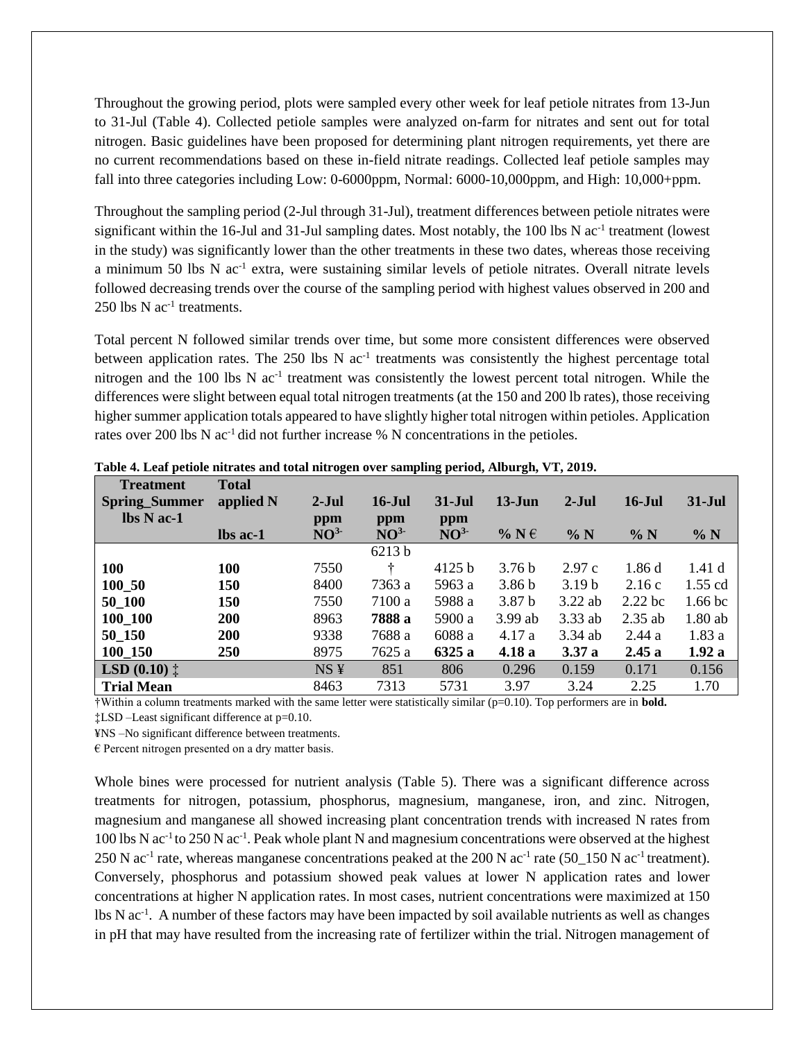Throughout the growing period, plots were sampled every other week for leaf petiole nitrates from 13-Jun to 31-Jul (Table 4). Collected petiole samples were analyzed on-farm for nitrates and sent out for total nitrogen. Basic guidelines have been proposed for determining plant nitrogen requirements, yet there are no current recommendations based on these in-field nitrate readings. Collected leaf petiole samples may fall into three categories including Low: 0-6000ppm, Normal: 6000-10,000ppm, and High: 10,000+ppm.

Throughout the sampling period (2-Jul through 31-Jul), treatment differences between petiole nitrates were significant within the 16-Jul and 31-Jul sampling dates. Most notably, the 100 lbs N ac$^{-1}$ treatment (lowest in the study) was significantly lower than the other treatments in these two dates, whereas those receiving a minimum 50 lbs N ac$^{-1}$ extra, were sustaining similar levels of petiole nitrates. Overall nitrate levels followed decreasing trends over the course of the sampling period with highest values observed in 200 and 250 lbs N ac$^{-1}$ treatments.

Total percent N followed similar trends over time, but some more consistent differences were observed between application rates. The 250 lbs N ac$^{-1}$ treatments was consistently the highest percentage total nitrogen and the 100 lbs N ac$^{-1}$ treatment was consistently the lowest percent total nitrogen. While the differences were slight between equal total nitrogen treatments (at the 150 and 200 lb rates), those receiving higher summer application totals appeared to have slightly higher total nitrogen within petioles. Application rates over 200 lbs N ac$^{-1}$ did not further increase % N concentrations in the petioles.

**Table 4. Leaf petiole nitrates and total nitrogen over sampling period, Alburgh, VT, 2019.**

| Treatment Spring_Summer lbs N ac-1 | Total applied N lbs ac-1 | 2-Jul ppm $NO^{3-}$ | 16-Jul ppm $NO^{3-}$ | 31-Jul ppm $NO^{3-}$ | 13-Jun % N € | 2-Jul % N | 16-Jul % N | 31-Jul % N |
|---|---|---|---|---|---|---|---|---|
| **100** | **100** | 7550 | 6213 b † | 4125 b | 3.76 b | 2.97 c | 1.86 d | 1.41 d |
| **100_50** | **150** | 8400 | 7363 a | 5963 a | 3.86 b | 3.19 b | 2.16 c | 1.55 cd |
| **50_100** | **150** | 7550 | 7100 a | 5988 a | 3.87 b | 3.22 ab | 2.22 bc | 1.66 bc |
| **100_100** | **200** | 8963 | **7888 a** | 5900 a | 3.99 ab | 3.33 ab | 2.35 ab | 1.80 ab |
| **50_150** | **200** | 9338 | 7688 a | 6088 a | 4.17 a | 3.34 ab | 2.44 a | 1.83 a |
| **100_150** | **250** | 8975 | 7625 a | **6325 a** | **4.18 a** | **3.37 a** | **2.45 a** | **1.92 a** |
| **LSD (0.10) ‡** | | NS ¥ | 851 | 806 | 0.296 | 0.159 | 0.171 | 0.156 |
| **Trial Mean** | | 8463 | 7313 | 5731 | 3.97 | 3.24 | 2.25 | 1.70 |

†Within a column treatments marked with the same letter were statistically similar (p=0.10). Top performers are in **bold.**

‡LSD –Least significant difference at p=0.10.

¥NS –No significant difference between treatments.

€ Percent nitrogen presented on a dry matter basis.

Whole bines were processed for nutrient analysis (Table 5). There was a significant difference across treatments for nitrogen, potassium, phosphorus, magnesium, manganese, iron, and zinc. Nitrogen, magnesium and manganese all showed increasing plant concentration trends with increased N rates from 100 lbs N ac$^{-1}$ to 250 N ac$^{-1}$. Peak whole plant N and magnesium concentrations were observed at the highest 250 N ac$^{-1}$ rate, whereas manganese concentrations peaked at the 200 N ac$^{-1}$ rate (50_150 N ac$^{-1}$ treatment). Conversely, phosphorus and potassium showed peak values at lower N application rates and lower concentrations at higher N application rates. In most cases, nutrient concentrations were maximized at 150 lbs N ac$^{-1}$. A number of these factors may have been impacted by soil available nutrients as well as changes in pH that may have resulted from the increasing rate of fertilizer within the trial. Nitrogen management of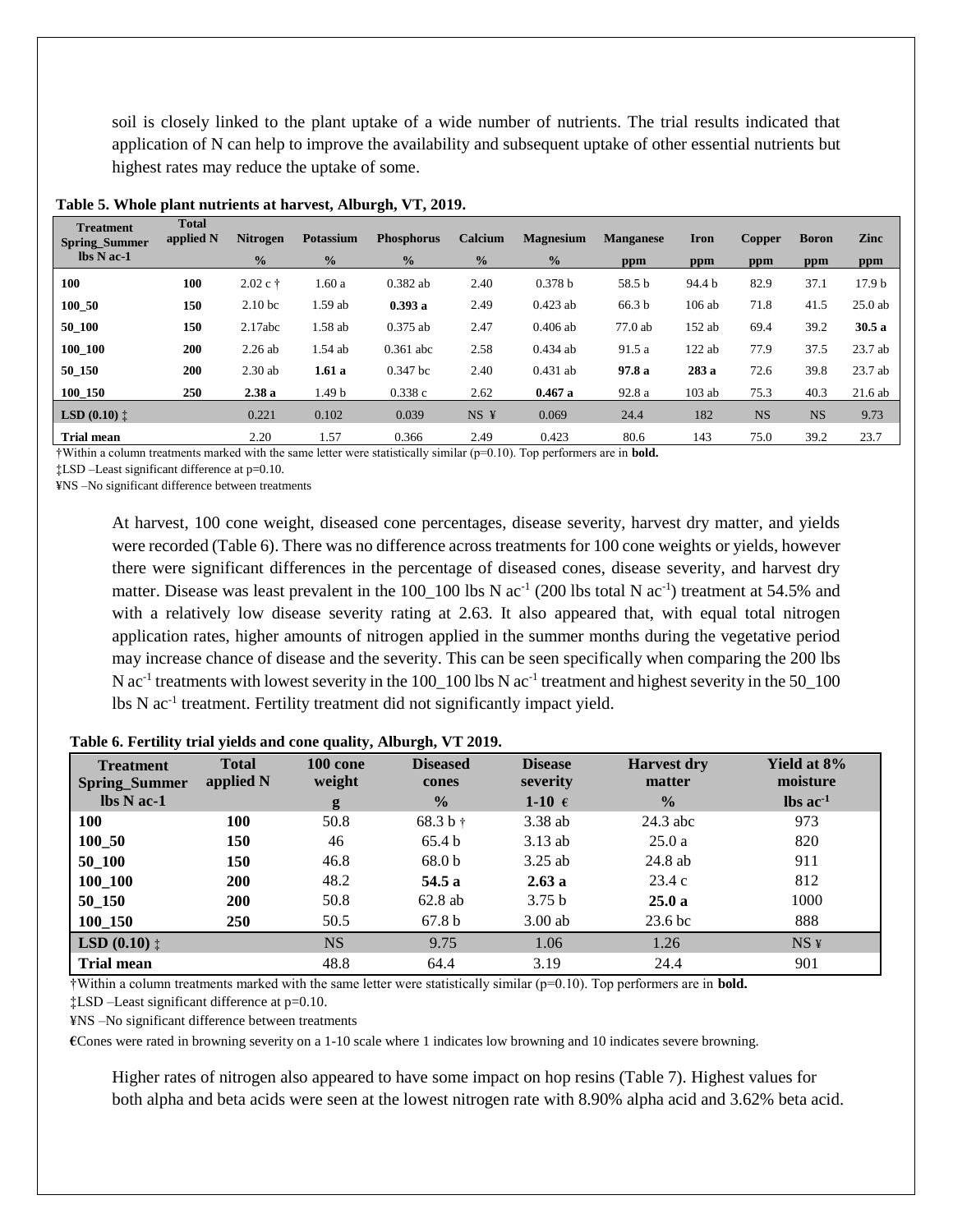soil is closely linked to the plant uptake of a wide number of nutrients. The trial results indicated that application of N can help to improve the availability and subsequent uptake of other essential nutrients but highest rates may reduce the uptake of some.

**Table 5. Whole plant nutrients at harvest, Alburgh, VT, 2019.**

| Treatment Spring_Summer lbs N ac-1 | Total applied N | Nitrogen | Potassium | Phosphorus | Calcium | Magnesium | Manganese | Iron | Copper | Boron | Zinc |
|---|---|---|---|---|---|---|---|---|---|---|---|
| | | % | % | % | % | % | ppm | ppm | ppm | ppm | ppm |
| 100 | 100 | 2.02 c † | 1.60 a | 0.382 ab | 2.40 | 0.378 b | 58.5 b | 94.4 b | 82.9 | 37.1 | 17.9 b |
| 100_50 | 150 | 2.10 bc | 1.59 ab | **0.393 a** | 2.49 | 0.423 ab | 66.3 b | 106 ab | 71.8 | 41.5 | 25.0 ab |
| 50_100 | 150 | 2.17abc | 1.58 ab | 0.375 ab | 2.47 | 0.406 ab | 77.0 ab | 152 ab | 69.4 | 39.2 | **30.5 a** |
| 100_100 | 200 | 2.26 ab | 1.54 ab | 0.361 abc | 2.58 | 0.434 ab | 91.5 a | 122 ab | 77.9 | 37.5 | 23.7 ab |
| 50_150 | 200 | 2.30 ab | **1.61 a** | 0.347 bc | 2.40 | 0.431 ab | **97.8 a** | **283 a** | 72.6 | 39.8 | 23.7 ab |
| 100_150 | 250 | **2.38 a** | 1.49 b | 0.338 c | 2.62 | **0.467 a** | 92.8 a | 103 ab | 75.3 | 40.3 | 21.6 ab |
| LSD (0.10) ‡ | | 0.221 | 0.102 | 0.039 | NS ¥ | 0.069 | 24.4 | 182 | NS | NS | 9.73 |
| Trial mean | | 2.20 | 1.57 | 0.366 | 2.49 | 0.423 | 80.6 | 143 | 75.0 | 39.2 | 23.7 |

†Within a column treatments marked with the same letter were statistically similar (p=0.10). Top performers are in **bold.**

‡LSD –Least significant difference at p=0.10.

¥NS –No significant difference between treatments

At harvest, 100 cone weight, diseased cone percentages, disease severity, harvest dry matter, and yields were recorded (Table 6). There was no difference across treatments for 100 cone weights or yields, however there were significant differences in the percentage of diseased cones, disease severity, and harvest dry matter. Disease was least prevalent in the 100_100 lbs N ac$^{-1}$ (200 lbs total N ac$^{-1}$) treatment at 54.5% and with a relatively low disease severity rating at 2.63. It also appeared that, with equal total nitrogen application rates, higher amounts of nitrogen applied in the summer months during the vegetative period may increase chance of disease and the severity. This can be seen specifically when comparing the 200 lbs N ac$^{-1}$ treatments with lowest severity in the 100_100 lbs N ac$^{-1}$ treatment and highest severity in the 50_100 lbs N ac$^{-1}$ treatment. Fertility treatment did not significantly impact yield.

**Table 6. Fertility trial yields and cone quality, Alburgh, VT 2019.**

| Treatment Spring_Summer lbs N ac-1 | Total applied N | 100 cone weight | Diseased cones | Disease severity | Harvest dry matter | Yield at 8% moisture |
|---|---|---|---|---|---|---|
| | | g | % | 1-10 € | % | lbs ac$^{-1}$ |
| **100** | **100** | 50.8 | 68.3 b † | 3.38 ab | 24.3 abc | 973 |
| **100_50** | **150** | 46 | 65.4 b | 3.13 ab | 25.0 a | 820 |
| **50_100** | **150** | 46.8 | 68.0 b | 3.25 ab | 24.8 ab | 911 |
| **100_100** | **200** | 48.2 | **54.5 a** | **2.63 a** | 23.4 c | 812 |
| **50_150** | **200** | 50.8 | 62.8 ab | 3.75 b | **25.0 a** | 1000 |
| **100_150** | **250** | 50.5 | 67.8 b | 3.00 ab | 23.6 bc | 888 |
| **LSD (0.10)** ‡ | | NS | 9.75 | 1.06 | 1.26 | NS ¥ |
| **Trial mean** | | 48.8 | 64.4 | 3.19 | 24.4 | 901 |

†Within a column treatments marked with the same letter were statistically similar (p=0.10). Top performers are in **bold.**

‡LSD –Least significant difference at p=0.10.

¥NS –No significant difference between treatments

**€**Cones were rated in browning severity on a 1-10 scale where 1 indicates low browning and 10 indicates severe browning.

Higher rates of nitrogen also appeared to have some impact on hop resins (Table 7). Highest values for both alpha and beta acids were seen at the lowest nitrogen rate with 8.90% alpha acid and 3.62% beta acid.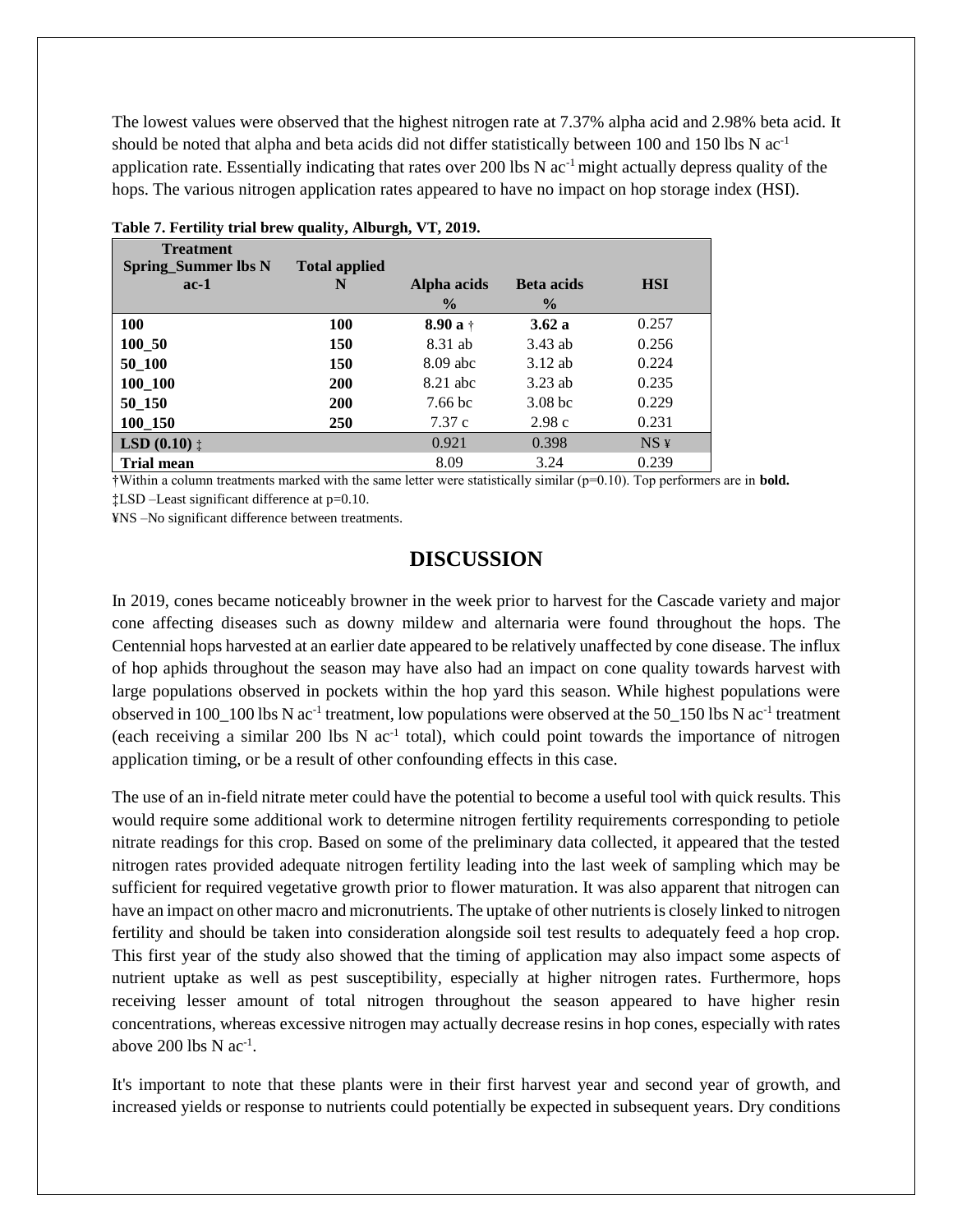The lowest values were observed that the highest nitrogen rate at 7.37% alpha acid and 2.98% beta acid. It should be noted that alpha and beta acids did not differ statistically between 100 and 150 lbs N $ac^{-1}$ application rate. Essentially indicating that rates over 200 lbs N $ac^{-1}$ might actually depress quality of the hops. The various nitrogen application rates appeared to have no impact on hop storage index (HSI).

**Table 7. Fertility trial brew quality, Alburgh, VT, 2019.**

| Treatment Spring_Summer lbs N ac-1 | Total applied N | Alpha acids | Beta acids | HSI |
|---|---|---|---|---|
| | | % | % | |
| **100** | **100** | **8.90 a** † | **3.62 a** | 0.257 |
| **100_50** | **150** | 8.31 ab | 3.43 ab | 0.256 |
| **50_100** | **150** | 8.09 abc | 3.12 ab | 0.224 |
| **100_100** | **200** | 8.21 abc | 3.23 ab | 0.235 |
| **50_150** | **200** | 7.66 bc | 3.08 bc | 0.229 |
| **100_150** | **250** | 7.37 c | 2.98 c | 0.231 |
| **LSD (0.10)** ‡ | | 0.921 | 0.398 | NS ¥ |
| **Trial mean** | | 8.09 | 3.24 | 0.239 |

†Within a column treatments marked with the same letter were statistically similar (p=0.10). Top performers are in **bold.**
‡LSD –Least significant difference at p=0.10.
¥NS –No significant difference between treatments.

## DISCUSSION

In 2019, cones became noticeably browner in the week prior to harvest for the Cascade variety and major cone affecting diseases such as downy mildew and alternaria were found throughout the hops. The Centennial hops harvested at an earlier date appeared to be relatively unaffected by cone disease. The influx of hop aphids throughout the season may have also had an impact on cone quality towards harvest with large populations observed in pockets within the hop yard this season. While highest populations were observed in 100_100 lbs N $ac^{-1}$ treatment, low populations were observed at the 50_150 lbs N $ac^{-1}$ treatment (each receiving a similar 200 lbs N $ac^{-1}$ total), which could point towards the importance of nitrogen application timing, or be a result of other confounding effects in this case.

The use of an in-field nitrate meter could have the potential to become a useful tool with quick results. This would require some additional work to determine nitrogen fertility requirements corresponding to petiole nitrate readings for this crop. Based on some of the preliminary data collected, it appeared that the tested nitrogen rates provided adequate nitrogen fertility leading into the last week of sampling which may be sufficient for required vegetative growth prior to flower maturation. It was also apparent that nitrogen can have an impact on other macro and micronutrients. The uptake of other nutrients is closely linked to nitrogen fertility and should be taken into consideration alongside soil test results to adequately feed a hop crop. This first year of the study also showed that the timing of application may also impact some aspects of nutrient uptake as well as pest susceptibility, especially at higher nitrogen rates. Furthermore, hops receiving lesser amount of total nitrogen throughout the season appeared to have higher resin concentrations, whereas excessive nitrogen may actually decrease resins in hop cones, especially with rates above 200 lbs N $ac^{-1}$.

It's important to note that these plants were in their first harvest year and second year of growth, and increased yields or response to nutrients could potentially be expected in subsequent years. Dry conditions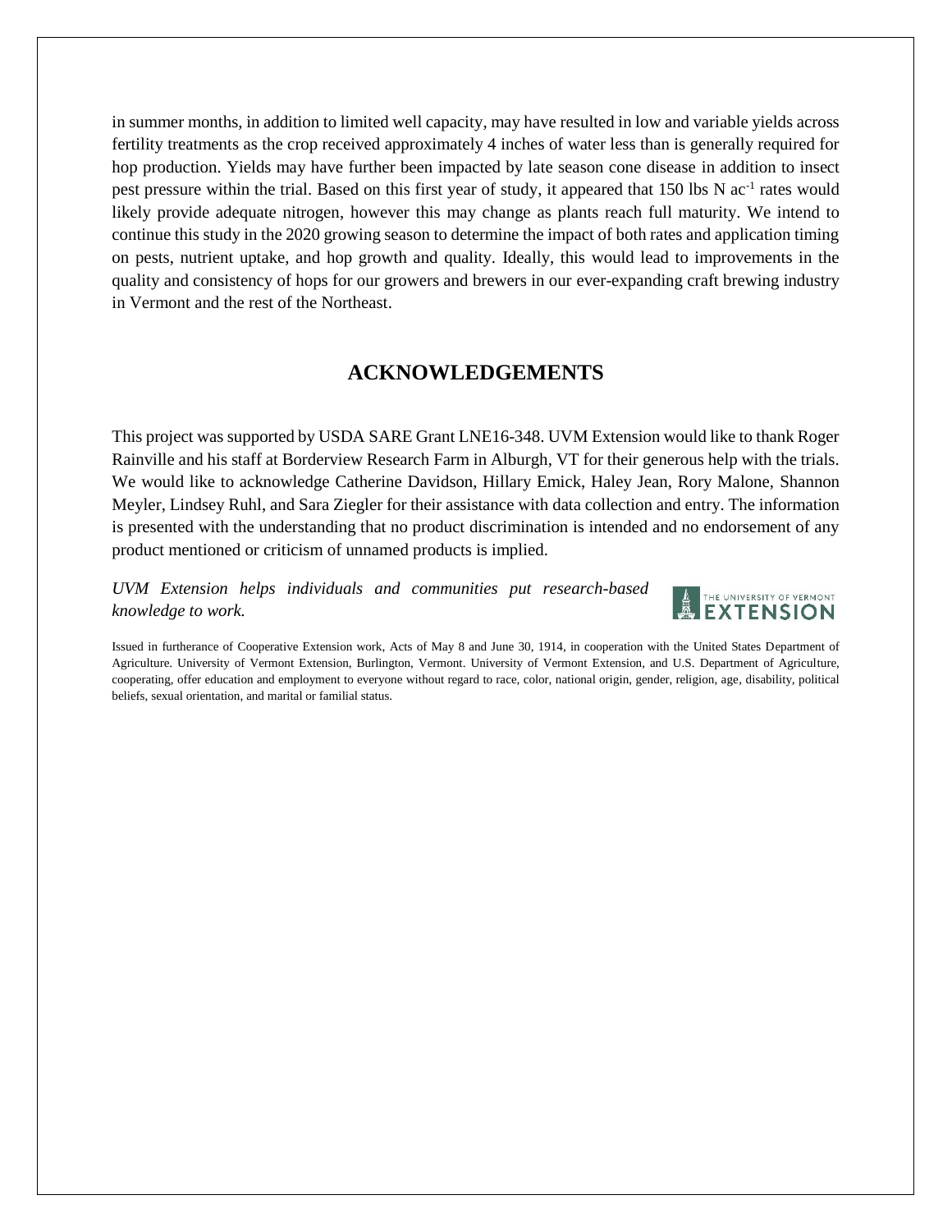in summer months, in addition to limited well capacity, may have resulted in low and variable yields across fertility treatments as the crop received approximately 4 inches of water less than is generally required for hop production. Yields may have further been impacted by late season cone disease in addition to insect pest pressure within the trial. Based on this first year of study, it appeared that 150 lbs N $ac^{-1}$ rates would likely provide adequate nitrogen, however this may change as plants reach full maturity. We intend to continue this study in the 2020 growing season to determine the impact of both rates and application timing on pests, nutrient uptake, and hop growth and quality. Ideally, this would lead to improvements in the quality and consistency of hops for our growers and brewers in our ever-expanding craft brewing industry in Vermont and the rest of the Northeast.

## ACKNOWLEDGEMENTS

This project was supported by USDA SARE Grant LNE16-348. UVM Extension would like to thank Roger Rainville and his staff at Borderview Research Farm in Alburgh, VT for their generous help with the trials. We would like to acknowledge Catherine Davidson, Hillary Emick, Haley Jean, Rory Malone, Shannon Meyler, Lindsey Ruhl, and Sara Ziegler for their assistance with data collection and entry. The information is presented with the understanding that no product discrimination is intended and no endorsement of any product mentioned or criticism of unnamed products is implied.

*UVM Extension helps individuals and communities put research-based knowledge to work.*

THE UNIVERSITY OF VERMONT EXTENSION

Issued in furtherance of Cooperative Extension work, Acts of May 8 and June 30, 1914, in cooperation with the United States Department of Agriculture. University of Vermont Extension, Burlington, Vermont. University of Vermont Extension, and U.S. Department of Agriculture, cooperating, offer education and employment to everyone without regard to race, color, national origin, gender, religion, age, disability, political beliefs, sexual orientation, and marital or familial status.